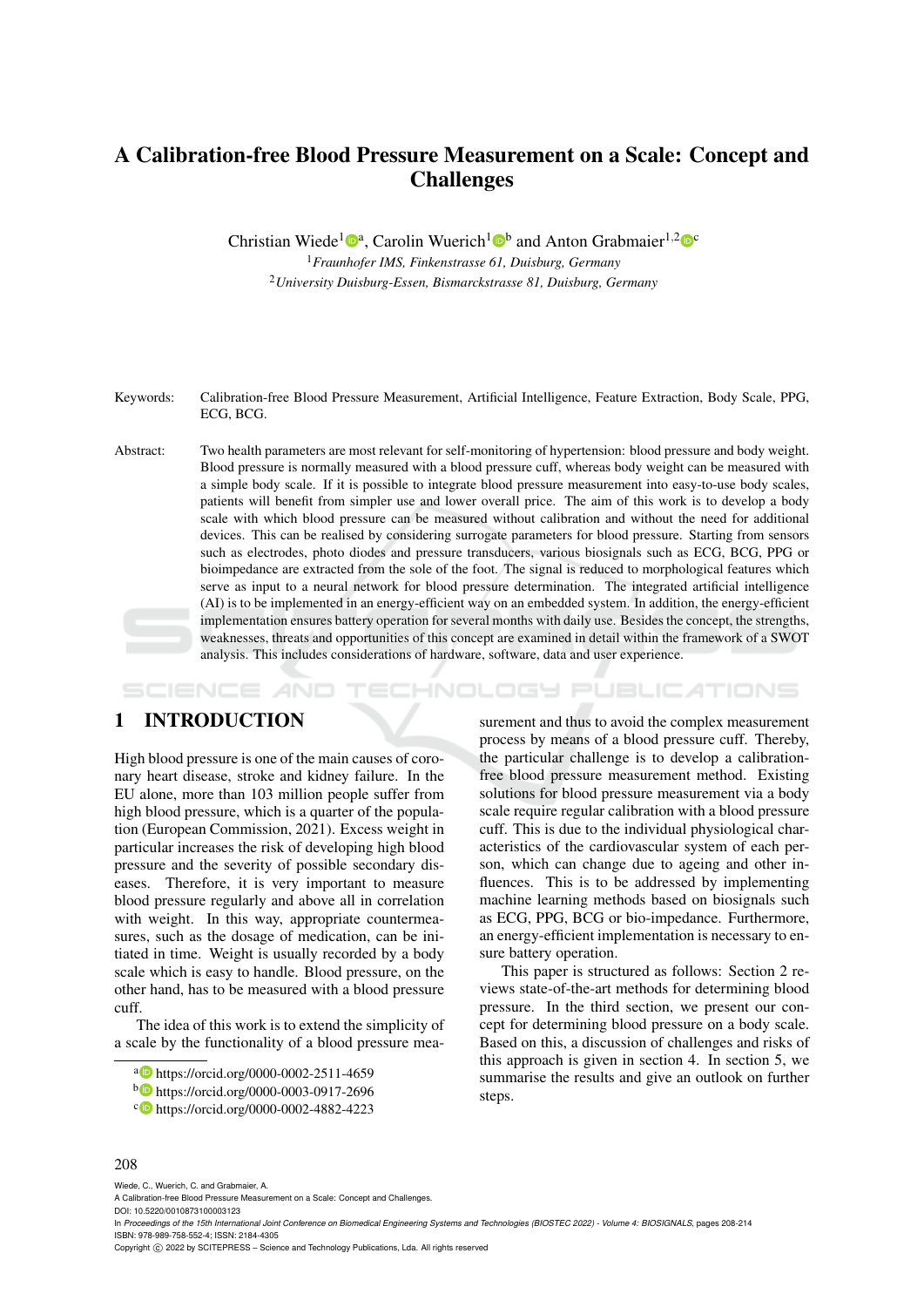# A Calibration-free Blood Pressure Measurement on a Scale: Concept and Challenges

Christian Wiede[1][a], Carolin Wuerich[1][b] and Anton Grabmaier[1,2][c]

[1] *Fraunhofer IMS, Finkenstrasse 61, Duisburg, Germany*

[2] *University Duisburg-Essen, Bismarckstrasse 81, Duisburg, Germany*

Keywords: Calibration-free Blood Pressure Measurement, Artificial Intelligence, Feature Extraction, Body Scale, PPG, ECG, BCG.

Abstract: Two health parameters are most relevant for self-monitoring of hypertension: blood pressure and body weight. Blood pressure is normally measured with a blood pressure cuff, whereas body weight can be measured with a simple body scale. If it is possible to integrate blood pressure measurement into easy-to-use body scales, patients will benefit from simpler use and lower overall price. The aim of this work is to develop a body scale with which blood pressure can be measured without calibration and without the need for additional devices. This can be realised by considering surrogate parameters for blood pressure. Starting from sensors such as electrodes, photo diodes and pressure transducers, various biosignals such as ECG, BCG, PPG or bioimpedance are extracted from the sole of the foot. The signal is reduced to morphological features which serve as input to a neural network for blood pressure determination. The integrated artificial intelligence (AI) is to be implemented in an energy-efficient way on an embedded system. In addition, the energy-efficient implementation ensures battery operation for several months with daily use. Besides the concept, the strengths, weaknesses, threats and opportunities of this concept are examined in detail within the framework of a SWOT analysis. This includes considerations of hardware, software, data and user experience.

## 1 INTRODUCTION

High blood pressure is one of the main causes of coronary heart disease, stroke and kidney failure. In the EU alone, more than 103 million people suffer from high blood pressure, which is a quarter of the population (European Commission, 2021). Excess weight in particular increases the risk of developing high blood pressure and the severity of possible secondary diseases. Therefore, it is very important to measure blood pressure regularly and above all in correlation with weight. In this way, appropriate countermeasures, such as the dosage of medication, can be initiated in time. Weight is usually recorded by a body scale which is easy to handle. Blood pressure, on the other hand, has to be measured with a blood pressure cuff.

The idea of this work is to extend the simplicity of a scale by the functionality of a blood pressure measurement and thus to avoid the complex measurement process by means of a blood pressure cuff. Thereby, the particular challenge is to develop a calibration-free blood pressure measurement method. Existing solutions for blood pressure measurement via a body scale require regular calibration with a blood pressure cuff. This is due to the individual physiological characteristics of the cardiovascular system of each person, which can change due to ageing and other influences. This is to be addressed by implementing machine learning methods based on biosignals such as ECG, PPG, BCG or bio-impedance. Furthermore, an energy-efficient implementation is necessary to ensure battery operation.

This paper is structured as follows: Section 2 reviews state-of-the-art methods for determining blood pressure. In the third section, we present our concept for determining blood pressure on a body scale. Based on this, a discussion of challenges and risks of this approach is given in section 4. In section 5, we summarise the results and give an outlook on further steps.

[a] https://orcid.org/0000-0002-2511-4659

[b] https://orcid.org/0000-0003-0917-2696

[c] https://orcid.org/0000-0002-4882-4223

Wiede, C., Wuerich, C. and Grabmaier, A.
A Calibration-free Blood Pressure Measurement on a Scale: Concept and Challenges.
DOI: 10.5220/0010873100003123
In *Proceedings of the 15th International Joint Conference on Biomedical Engineering Systems and Technologies (BIOSTEC 2022) - Volume 4: BIOSIGNALS*, pages 208-214
ISBN: 978-989-758-552-4; ISSN: 2184-4305
Copyright © 2022 by SCITEPRESS – Science and Technology Publications, Lda. All rights reserved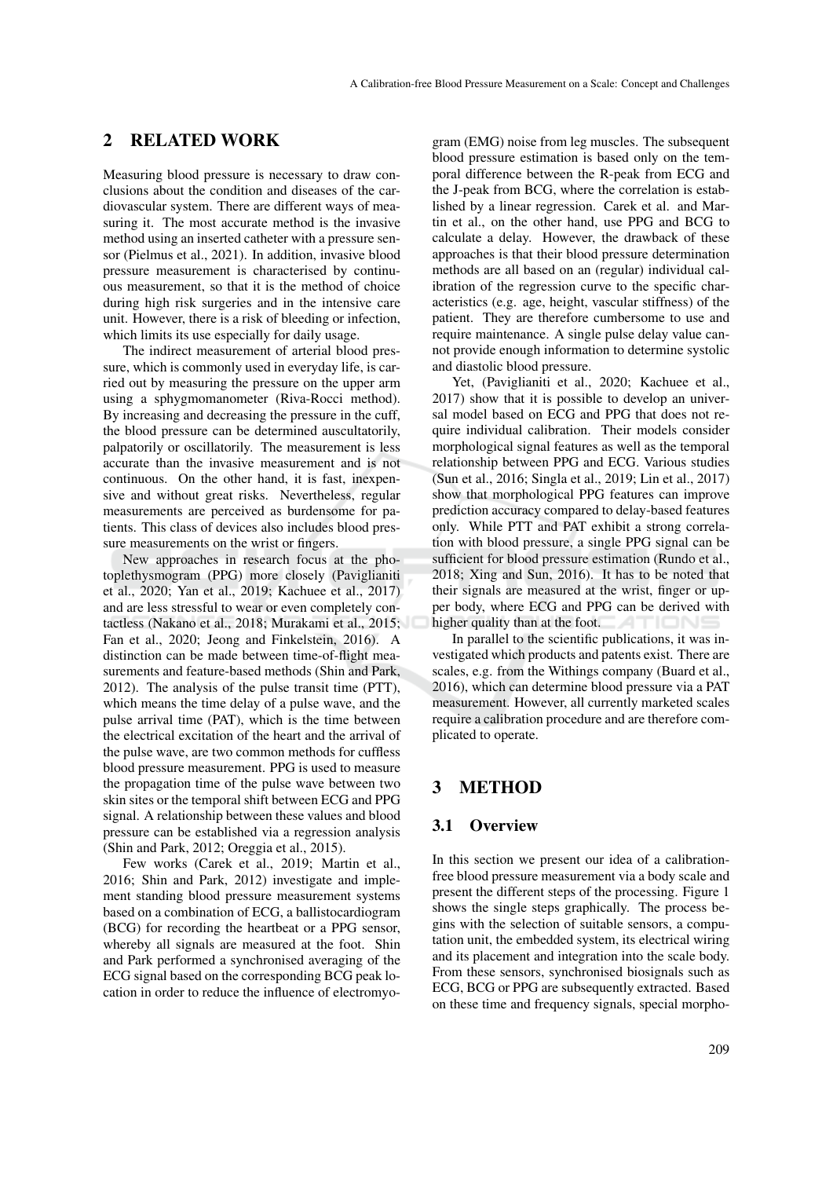## 2 RELATED WORK

Measuring blood pressure is necessary to draw conclusions about the condition and diseases of the cardiovascular system. There are different ways of measuring it. The most accurate method is the invasive method using an inserted catheter with a pressure sensor (Pielmus et al., 2021). In addition, invasive blood pressure measurement is characterised by continuous measurement, so that it is the method of choice during high risk surgeries and in the intensive care unit. However, there is a risk of bleeding or infection, which limits its use especially for daily usage.

The indirect measurement of arterial blood pressure, which is commonly used in everyday life, is carried out by measuring the pressure on the upper arm using a sphygmomanometer (Riva-Rocci method). By increasing and decreasing the pressure in the cuff, the blood pressure can be determined auscultatorily, palpatorily or oscillatorily. The measurement is less accurate than the invasive measurement and is not continuous. On the other hand, it is fast, inexpensive and without great risks. Nevertheless, regular measurements are perceived as burdensome for patients. This class of devices also includes blood pressure measurements on the wrist or fingers.

New approaches in research focus at the photoplethysmogram (PPG) more closely (Paviglianiti et al., 2020; Yan et al., 2019; Kachuee et al., 2017) and are less stressful to wear or even completely contactless (Nakano et al., 2018; Murakami et al., 2015; Fan et al., 2020; Jeong and Finkelstein, 2016). A distinction can be made between time-of-flight measurements and feature-based methods (Shin and Park, 2012). The analysis of the pulse transit time (PTT), which means the time delay of a pulse wave, and the pulse arrival time (PAT), which is the time between the electrical excitation of the heart and the arrival of the pulse wave, are two common methods for cuffless blood pressure measurement. PPG is used to measure the propagation time of the pulse wave between two skin sites or the temporal shift between ECG and PPG signal. A relationship between these values and blood pressure can be established via a regression analysis (Shin and Park, 2012; Oreggia et al., 2015).

Few works (Carek et al., 2019; Martin et al., 2016; Shin and Park, 2012) investigate and implement standing blood pressure measurement systems based on a combination of ECG, a ballistocardiogram (BCG) for recording the heartbeat or a PPG sensor, whereby all signals are measured at the foot. Shin and Park performed a synchronised averaging of the ECG signal based on the corresponding BCG peak location in order to reduce the influence of electromyogram (EMG) noise from leg muscles. The subsequent blood pressure estimation is based only on the temporal difference between the R-peak from ECG and the J-peak from BCG, where the correlation is established by a linear regression. Carek et al. and Martin et al., on the other hand, use PPG and BCG to calculate a delay. However, the drawback of these approaches is that their blood pressure determination methods are all based on an (regular) individual calibration of the regression curve to the specific characteristics (e.g. age, height, vascular stiffness) of the patient. They are therefore cumbersome to use and require maintenance. A single pulse delay value cannot provide enough information to determine systolic and diastolic blood pressure.

Yet, (Paviglianiti et al., 2020; Kachuee et al., 2017) show that it is possible to develop an universal model based on ECG and PPG that does not require individual calibration. Their models consider morphological signal features as well as the temporal relationship between PPG and ECG. Various studies (Sun et al., 2016; Singla et al., 2019; Lin et al., 2017) show that morphological PPG features can improve prediction accuracy compared to delay-based features only. While PTT and PAT exhibit a strong correlation with blood pressure, a single PPG signal can be sufficient for blood pressure estimation (Rundo et al., 2018; Xing and Sun, 2016). It has to be noted that their signals are measured at the wrist, finger or upper body, where ECG and PPG can be derived with higher quality than at the foot.

In parallel to the scientific publications, it was investigated which products and patents exist. There are scales, e.g. from the Withings company (Buard et al., 2016), which can determine blood pressure via a PAT measurement. However, all currently marketed scales require a calibration procedure and are therefore complicated to operate.

## 3 METHOD

### 3.1 Overview

In this section we present our idea of a calibration-free blood pressure measurement via a body scale and present the different steps of the processing. Figure 1 shows the single steps graphically. The process begins with the selection of suitable sensors, a computation unit, the embedded system, its electrical wiring and its placement and integration into the scale body. From these sensors, synchronised biosignals such as ECG, BCG or PPG are subsequently extracted. Based on these time and frequency signals, special morpho-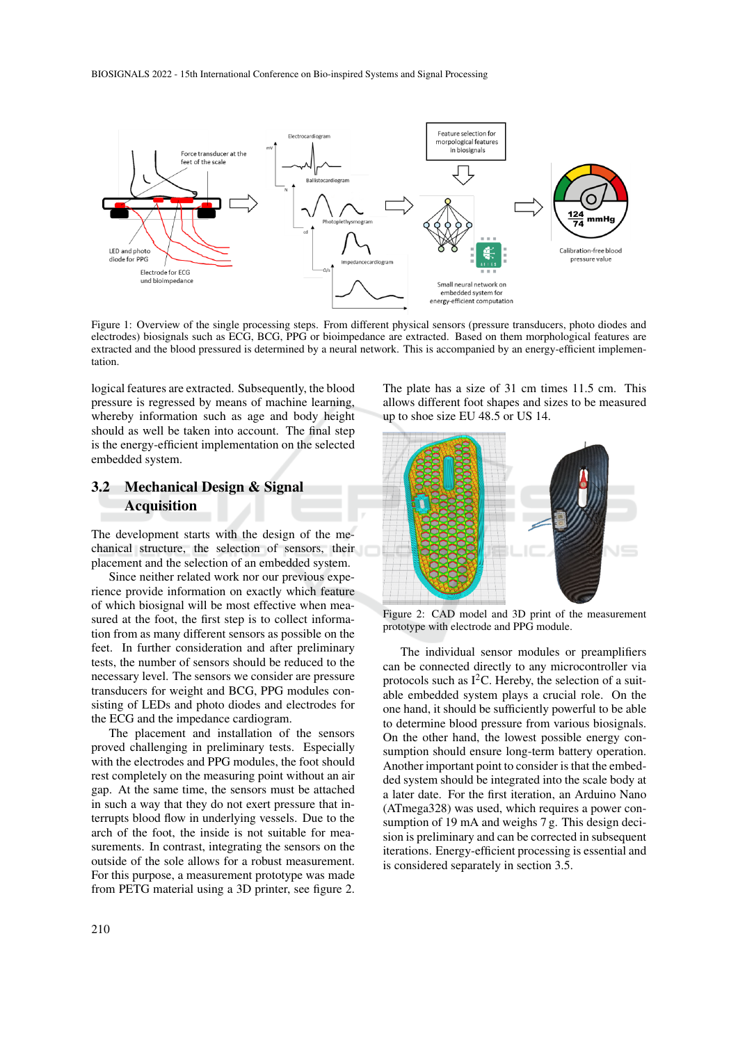Figure 1: Overview of the single processing steps. From different physical sensors (pressure transducers, photo diodes and electrodes) biosignals such as ECG, BCG, PPG or bioimpedance are extracted. Based on them morphological features are extracted and the blood pressured is determined by a neural network. This is accompanied by an energy-efficient implementation.

logical features are extracted. Subsequently, the blood pressure is regressed by means of machine learning, whereby information such as age and body height should as well be taken into account. The final step is the energy-efficient implementation on the selected embedded system.

## 3.2 Mechanical Design & Signal Acquisition

The development starts with the design of the mechanical structure, the selection of sensors, their placement and the selection of an embedded system.

Since neither related work nor our previous experience provide information on exactly which feature of which biosignal will be most effective when measured at the foot, the first step is to collect information from as many different sensors as possible on the feet. In further consideration and after preliminary tests, the number of sensors should be reduced to the necessary level. The sensors we consider are pressure transducers for weight and BCG, PPG modules consisting of LEDs and photo diodes and electrodes for the ECG and the impedance cardiogram.

The placement and installation of the sensors proved challenging in preliminary tests. Especially with the electrodes and PPG modules, the foot should rest completely on the measuring point without an air gap. At the same time, the sensors must be attached in such a way that they do not exert pressure that interrupts blood flow in underlying vessels. Due to the arch of the foot, the inside is not suitable for measurements. In contrast, integrating the sensors on the outside of the sole allows for a robust measurement. For this purpose, a measurement prototype was made from PETG material using a 3D printer, see figure 2. The plate has a size of 31 cm times 11.5 cm. This allows different foot shapes and sizes to be measured up to shoe size EU 48.5 or US 14.

Figure 2: CAD model and 3D print of the measurement prototype with electrode and PPG module.

The individual sensor modules or preamplifiers can be connected directly to any microcontroller via protocols such as $I^2C$. Hereby, the selection of a suitable embedded system plays a crucial role. On the one hand, it should be sufficiently powerful to be able to determine blood pressure from various biosignals. On the other hand, the lowest possible energy consumption should ensure long-term battery operation. Another important point to consider is that the embedded system should be integrated into the scale body at a later date. For the first iteration, an Arduino Nano (ATmega328) was used, which requires a power consumption of 19 mA and weighs 7 g. This design decision is preliminary and can be corrected in subsequent iterations. Energy-efficient processing is essential and is considered separately in section 3.5.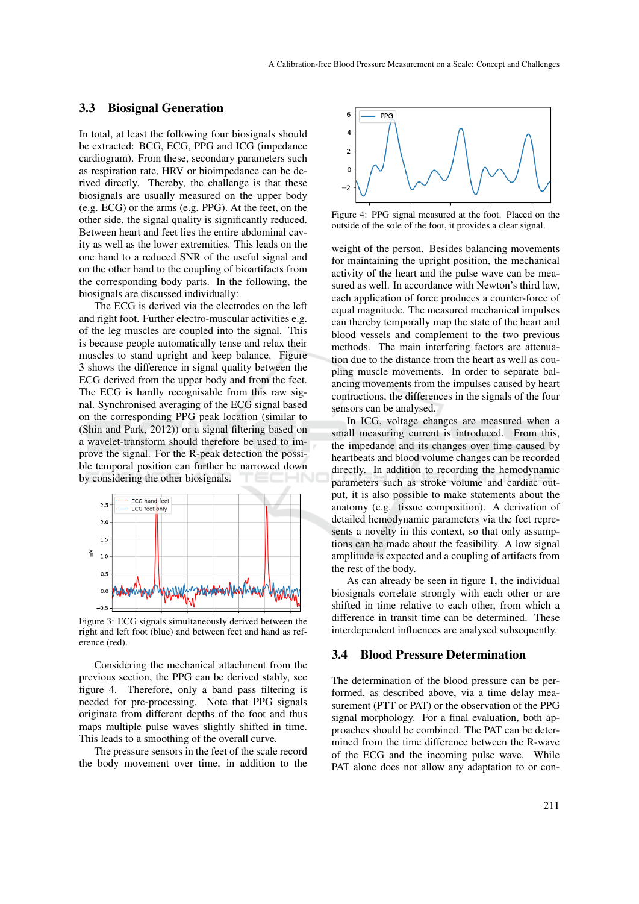### 3.3 Biosignal Generation

In total, at least the following four biosignals should be extracted: BCG, ECG, PPG and ICG (impedance cardiogram). From these, secondary parameters such as respiration rate, HRV or bioimpedance can be derived directly. Thereby, the challenge is that these biosignals are usually measured on the upper body (e.g. ECG) or the arms (e.g. PPG). At the feet, on the other side, the signal quality is significantly reduced. Between heart and feet lies the entire abdominal cavity as well as the lower extremities. This leads on the one hand to a reduced SNR of the useful signal and on the other hand to the coupling of bioartifacts from the corresponding body parts. In the following, the biosignals are discussed individually:

The ECG is derived via the electrodes on the left and right foot. Further electro-muscular activities e.g. of the leg muscles are coupled into the signal. This is because people automatically tense and relax their muscles to stand upright and keep balance. Figure 3 shows the difference in signal quality between the ECG derived from the upper body and from the feet. The ECG is hardly recognisable from this raw signal. Synchronised averaging of the ECG signal based on the corresponding PPG peak location (similar to (Shin and Park, 2012)) or a signal filtering based on a wavelet-transform should therefore be used to improve the signal. For the R-peak detection the possible temporal position can further be narrowed down by considering the other biosignals.

Figure 3: ECG signals simultaneously derived between the right and left foot (blue) and between feet and hand as reference (red).

Considering the mechanical attachment from the previous section, the PPG can be derived stably, see figure 4. Therefore, only a band pass filtering is needed for pre-processing. Note that PPG signals originate from different depths of the foot and thus maps multiple pulse waves slightly shifted in time. This leads to a smoothing of the overall curve.

The pressure sensors in the feet of the scale record the body movement over time, in addition to the weight of the person. Besides balancing movements for maintaining the upright position, the mechanical activity of the heart and the pulse wave can be measured as well. In accordance with Newton's third law, each application of force produces a counter-force of equal magnitude. The measured mechanical impulses can thereby temporally map the state of the heart and blood vessels and complement to the two previous methods. The main interfering factors are attenuation due to the distance from the heart as well as coupling muscle movements. In order to separate balancing movements from the impulses caused by heart contractions, the differences in the signals of the four sensors can be analysed.

Figure 4: PPG signal measured at the foot. Placed on the outside of the sole of the foot, it provides a clear signal.

In ICG, voltage changes are measured when a small measuring current is introduced. From this, the impedance and its changes over time caused by heartbeats and blood volume changes can be recorded directly. In addition to recording the hemodynamic parameters such as stroke volume and cardiac output, it is also possible to make statements about the anatomy (e.g. tissue composition). A derivation of detailed hemodynamic parameters via the feet represents a novelty in this context, so that only assumptions can be made about the feasibility. A low signal amplitude is expected and a coupling of artifacts from the rest of the body.

As can already be seen in figure 1, the individual biosignals correlate strongly with each other or are shifted in time relative to each other, from which a difference in transit time can be determined. These interdependent influences are analysed subsequently.

### 3.4 Blood Pressure Determination

The determination of the blood pressure can be performed, as described above, via a time delay measurement (PTT or PAT) or the observation of the PPG signal morphology. For a final evaluation, both approaches should be combined. The PAT can be determined from the time difference between the R-wave of the ECG and the incoming pulse wave. While PAT alone does not allow any adaptation to or con-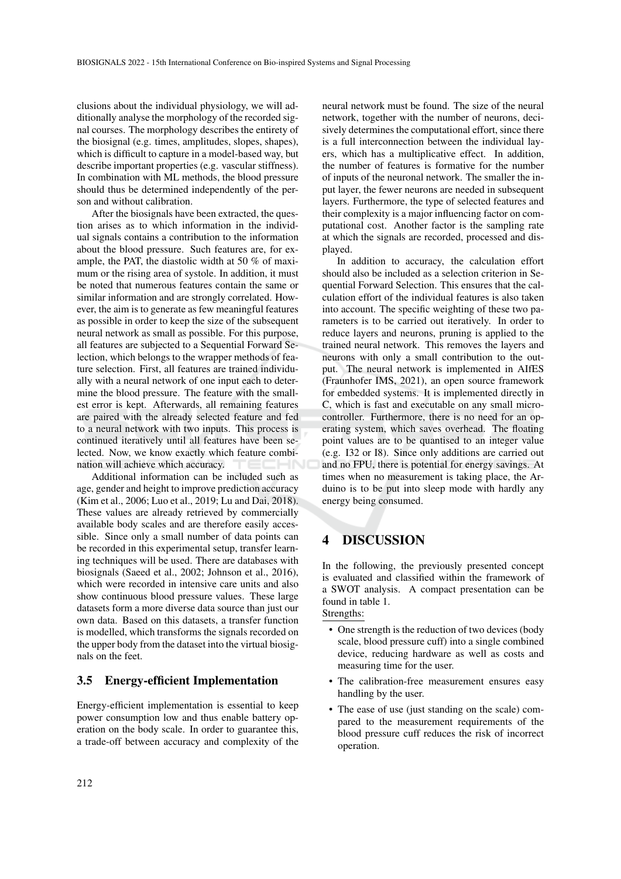clusions about the individual physiology, we will additionally analyse the morphology of the recorded signal courses. The morphology describes the entirety of the biosignal (e.g. times, amplitudes, slopes, shapes), which is difficult to capture in a model-based way, but describe important properties (e.g. vascular stiffness). In combination with ML methods, the blood pressure should thus be determined independently of the person and without calibration.

After the biosignals have been extracted, the question arises as to which information in the individual signals contains a contribution to the information about the blood pressure. Such features are, for example, the PAT, the diastolic width at 50 % of maximum or the rising area of systole. In addition, it must be noted that numerous features contain the same or similar information and are strongly correlated. However, the aim is to generate as few meaningful features as possible in order to keep the size of the subsequent neural network as small as possible. For this purpose, all features are subjected to a Sequential Forward Selection, which belongs to the wrapper methods of feature selection. First, all features are trained individually with a neural network of one input each to determine the blood pressure. The feature with the smallest error is kept. Afterwards, all remaining features are paired with the already selected feature and fed to a neural network with two inputs. This process is continued iteratively until all features have been selected. Now, we know exactly which feature combination will achieve which accuracy.

Additional information can be included such as age, gender and height to improve prediction accuracy (Kim et al., 2006; Luo et al., 2019; Lu and Dai, 2018). These values are already retrieved by commercially available body scales and are therefore easily accessible. Since only a small number of data points can be recorded in this experimental setup, transfer learning techniques will be used. There are databases with biosignals (Saeed et al., 2002; Johnson et al., 2016), which were recorded in intensive care units and also show continuous blood pressure values. These large datasets form a more diverse data source than just our own data. Based on this datasets, a transfer function is modelled, which transforms the signals recorded on the upper body from the dataset into the virtual biosignals on the feet.

### 3.5 Energy-efficient Implementation

Energy-efficient implementation is essential to keep power consumption low and thus enable battery operation on the body scale. In order to guarantee this, a trade-off between accuracy and complexity of the neural network must be found. The size of the neural network, together with the number of neurons, decisively determines the computational effort, since there is a full interconnection between the individual layers, which has a multiplicative effect. In addition, the number of features is formative for the number of inputs of the neuronal network. The smaller the input layer, the fewer neurons are needed in subsequent layers. Furthermore, the type of selected features and their complexity is a major influencing factor on computational cost. Another factor is the sampling rate at which the signals are recorded, processed and displayed.

In addition to accuracy, the calculation effort should also be included as a selection criterion in Sequential Forward Selection. This ensures that the calculation effort of the individual features is also taken into account. The specific weighting of these two parameters is to be carried out iteratively. In order to reduce layers and neurons, pruning is applied to the trained neural network. This removes the layers and neurons with only a small contribution to the output. The neural network is implemented in AIfES (Fraunhofer IMS, 2021), an open source framework for embedded systems. It is implemented directly in C, which is fast and executable on any small microcontroller. Furthermore, there is no need for an operating system, which saves overhead. The floating point values are to be quantised to an integer value (e.g. I32 or I8). Since only additions are carried out and no FPU, there is potential for energy savings. At times when no measurement is taking place, the Arduino is to be put into sleep mode with hardly any energy being consumed.

## 4 DISCUSSION

In the following, the previously presented concept is evaluated and classified within the framework of a SWOT analysis. A compact presentation can be found in table 1.

Strengths:

- One strength is the reduction of two devices (body scale, blood pressure cuff) into a single combined device, reducing hardware as well as costs and measuring time for the user.
- The calibration-free measurement ensures easy handling by the user.
- The ease of use (just standing on the scale) compared to the measurement requirements of the blood pressure cuff reduces the risk of incorrect operation.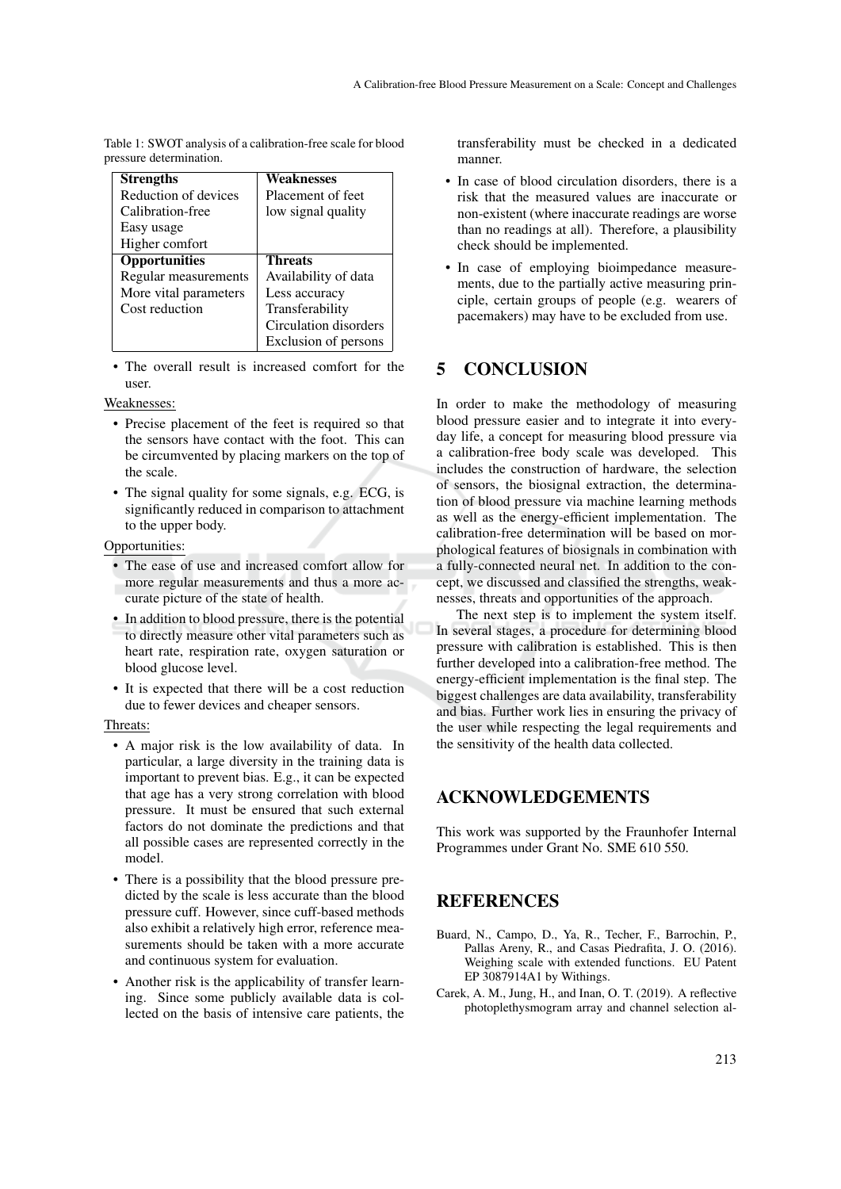Table 1: SWOT analysis of a calibration-free scale for blood pressure determination.

| **Strengths** | **Weaknesses** |
|---|---|
| Reduction of devices | Placement of feet |
| Calibration-free | low signal quality |
| Easy usage | |
| Higher comfort | |
| **Opportunities** | **Threats** |
| Regular measurements | Availability of data |
| More vital parameters | Less accuracy |
| Cost reduction | Transferability |
| | Circulation disorders |
| | Exclusion of persons |

- The overall result is increased comfort for the user.

Weaknesses:

- Precise placement of the feet is required so that the sensors have contact with the foot. This can be circumvented by placing markers on the top of the scale.
- The signal quality for some signals, e.g. ECG, is significantly reduced in comparison to attachment to the upper body.

Opportunities:

- The ease of use and increased comfort allow for more regular measurements and thus a more accurate picture of the state of health.
- In addition to blood pressure, there is the potential to directly measure other vital parameters such as heart rate, respiration rate, oxygen saturation or blood glucose level.
- It is expected that there will be a cost reduction due to fewer devices and cheaper sensors.

Threats:

- A major risk is the low availability of data. In particular, a large diversity in the training data is important to prevent bias. E.g., it can be expected that age has a very strong correlation with blood pressure. It must be ensured that such external factors do not dominate the predictions and that all possible cases are represented correctly in the model.
- There is a possibility that the blood pressure predicted by the scale is less accurate than the blood pressure cuff. However, since cuff-based methods also exhibit a relatively high error, reference measurements should be taken with a more accurate and continuous system for evaluation.
- Another risk is the applicability of transfer learning. Since some publicly available data is collected on the basis of intensive care patients, the transferability must be checked in a dedicated manner.
- In case of blood circulation disorders, there is a risk that the measured values are inaccurate or non-existent (where inaccurate readings are worse than no readings at all). Therefore, a plausibility check should be implemented.
- In case of employing bioimpedance measurements, due to the partially active measuring principle, certain groups of people (e.g. wearers of pacemakers) may have to be excluded from use.

## 5 CONCLUSION

In order to make the methodology of measuring blood pressure easier and to integrate it into everyday life, a concept for measuring blood pressure via a calibration-free body scale was developed. This includes the construction of hardware, the selection of sensors, the biosignal extraction, the determination of blood pressure via machine learning methods as well as the energy-efficient implementation. The calibration-free determination will be based on morphological features of biosignals in combination with a fully-connected neural net. In addition to the concept, we discussed and classified the strengths, weaknesses, threats and opportunities of the approach.

The next step is to implement the system itself. In several stages, a procedure for determining blood pressure with calibration is established. This is then further developed into a calibration-free method. The energy-efficient implementation is the final step. The biggest challenges are data availability, transferability and bias. Further work lies in ensuring the privacy of the user while respecting the legal requirements and the sensitivity of the health data collected.

## ACKNOWLEDGEMENTS

This work was supported by the Fraunhofer Internal Programmes under Grant No. SME 610 550.

## REFERENCES

Buard, N., Campo, D., Ya, R., Techer, F., Barrochin, P., Pallas Areny, R., and Casas Piedrafita, J. O. (2016). Weighing scale with extended functions. EU Patent EP 3087914A1 by Withings.

Carek, A. M., Jung, H., and Inan, O. T. (2019). A reflective photoplethysmogram array and channel selection al-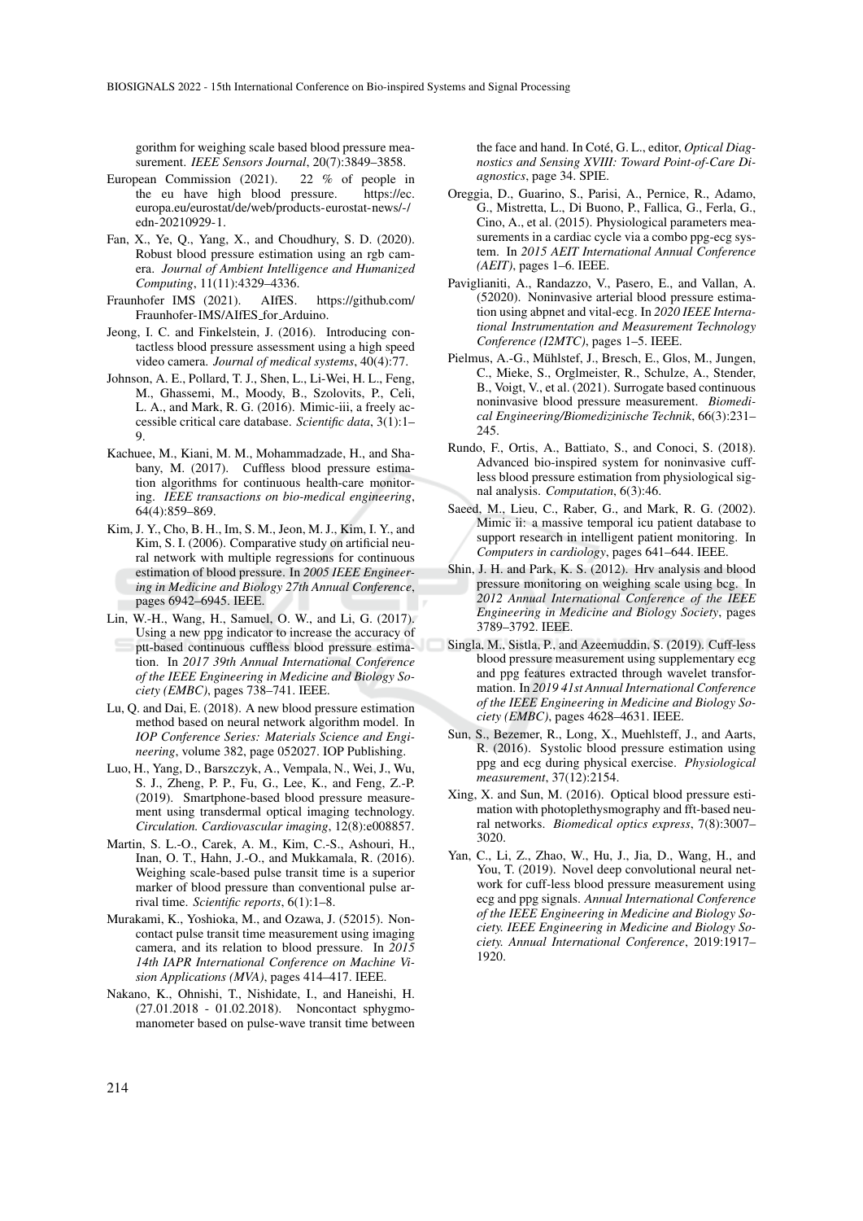gorithm for weighing scale based blood pressure measurement. *IEEE Sensors Journal*, 20(7):3849–3858.

European Commission (2021). 22 % of people in the eu have high blood pressure. https://ec.europa.eu/eurostat/de/web/products-eurostat-news/-/edn-20210929-1.

Fan, X., Ye, Q., Yang, X., and Choudhury, S. D. (2020). Robust blood pressure estimation using an rgb camera. *Journal of Ambient Intelligence and Humanized Computing*, 11(11):4329–4336.

Fraunhofer IMS (2021). AIfES. https://github.com/Fraunhofer-IMS/AIfES_for_Arduino.

Jeong, I. C. and Finkelstein, J. (2016). Introducing contactless blood pressure assessment using a high speed video camera. *Journal of medical systems*, 40(4):77.

Johnson, A. E., Pollard, T. J., Shen, L., Li-Wei, H. L., Feng, M., Ghassemi, M., Moody, B., Szolovits, P., Celi, L. A., and Mark, R. G. (2016). Mimic-iii, a freely accessible critical care database. *Scientific data*, 3(1):1–9.

Kachuee, M., Kiani, M. M., Mohammadzade, H., and Shabany, M. (2017). Cuffless blood pressure estimation algorithms for continuous health-care monitoring. *IEEE transactions on bio-medical engineering*, 64(4):859–869.

Kim, J. Y., Cho, B. H., Im, S. M., Jeon, M. J., Kim, I. Y., and Kim, S. I. (2006). Comparative study on artificial neural network with multiple regressions for continuous estimation of blood pressure. In *2005 IEEE Engineering in Medicine and Biology 27th Annual Conference*, pages 6942–6945. IEEE.

Lin, W.-H., Wang, H., Samuel, O. W., and Li, G. (2017). Using a new ppg indicator to increase the accuracy of ptt-based continuous cuffless blood pressure estimation. In *2017 39th Annual International Conference of the IEEE Engineering in Medicine and Biology Society (EMBC)*, pages 738–741. IEEE.

Lu, Q. and Dai, E. (2018). A new blood pressure estimation method based on neural network algorithm model. In *IOP Conference Series: Materials Science and Engineering*, volume 382, page 052027. IOP Publishing.

Luo, H., Yang, D., Barszczyk, A., Vempala, N., Wei, J., Wu, S. J., Zheng, P. P., Fu, G., Lee, K., and Feng, Z.-P. (2019). Smartphone-based blood pressure measurement using transdermal optical imaging technology. *Circulation. Cardiovascular imaging*, 12(8):e008857.

Martin, S. L.-O., Carek, A. M., Kim, C.-S., Ashouri, H., Inan, O. T., Hahn, J.-O., and Mukkamala, R. (2016). Weighing scale-based pulse transit time is a superior marker of blood pressure than conventional pulse arrival time. *Scientific reports*, 6(1):1–8.

Murakami, K., Yoshioka, M., and Ozawa, J. (52015). Noncontact pulse transit time measurement using imaging camera, and its relation to blood pressure. In *2015 14th IAPR International Conference on Machine Vision Applications (MVA)*, pages 414–417. IEEE.

Nakano, K., Ohnishi, T., Nishidate, I., and Haneishi, H. (27.01.2018 - 01.02.2018). Noncontact sphygmomanometer based on pulse-wave transit time between the face and hand. In Coté, G. L., editor, *Optical Diagnostics and Sensing XVIII: Toward Point-of-Care Diagnostics*, page 34. SPIE.

Oreggia, D., Guarino, S., Parisi, A., Pernice, R., Adamo, G., Mistretta, L., Di Buono, P., Fallica, G., Ferla, G., Cino, A., et al. (2015). Physiological parameters measurements in a cardiac cycle via a combo ppg-ecg system. In *2015 AEIT International Annual Conference (AEIT)*, pages 1–6. IEEE.

Paviglianiti, A., Randazzo, V., Pasero, E., and Vallan, A. (52020). Noninvasive arterial blood pressure estimation using abpnet and vital-ecg. In *2020 IEEE International Instrumentation and Measurement Technology Conference (I2MTC)*, pages 1–5. IEEE.

Pielmus, A.-G., Mühlstef, J., Bresch, E., Glos, M., Jungen, C., Mieke, S., Orglmeister, R., Schulze, A., Stender, B., Voigt, V., et al. (2021). Surrogate based continuous noninvasive blood pressure measurement. *Biomedical Engineering/Biomedizinische Technik*, 66(3):231–245.

Rundo, F., Ortis, A., Battiato, S., and Conoci, S. (2018). Advanced bio-inspired system for noninvasive cuffless blood pressure estimation from physiological signal analysis. *Computation*, 6(3):46.

Saeed, M., Lieu, C., Raber, G., and Mark, R. G. (2002). Mimic ii: a massive temporal icu patient database to support research in intelligent patient monitoring. In *Computers in cardiology*, pages 641–644. IEEE.

Shin, J. H. and Park, K. S. (2012). Hrv analysis and blood pressure monitoring on weighing scale using bcg. In *2012 Annual International Conference of the IEEE Engineering in Medicine and Biology Society*, pages 3789–3792. IEEE.

Singla, M., Sistla, P., and Azeemuddin, S. (2019). Cuff-less blood pressure measurement using supplementary ecg and ppg features extracted through wavelet transformation. In *2019 41st Annual International Conference of the IEEE Engineering in Medicine and Biology Society (EMBC)*, pages 4628–4631. IEEE.

Sun, S., Bezemer, R., Long, X., Muehlsteff, J., and Aarts, R. (2016). Systolic blood pressure estimation using ppg and ecg during physical exercise. *Physiological measurement*, 37(12):2154.

Xing, X. and Sun, M. (2016). Optical blood pressure estimation with photoplethysmography and fft-based neural networks. *Biomedical optics express*, 7(8):3007–3020.

Yan, C., Li, Z., Zhao, W., Hu, J., Jia, D., Wang, H., and You, T. (2019). Novel deep convolutional neural network for cuff-less blood pressure measurement using ecg and ppg signals. *Annual International Conference of the IEEE Engineering in Medicine and Biology Society. IEEE Engineering in Medicine and Biology Society. Annual International Conference*, 2019:1917–1920.